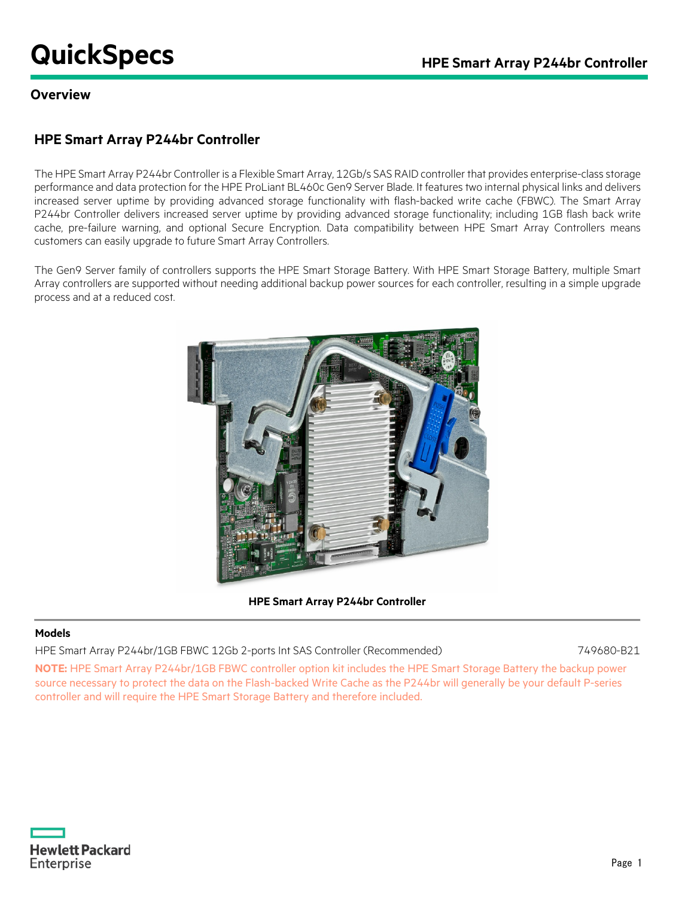# QuickSpecs

## Overview

### HPE Smart Array P244br Controller

The HPE Smart Array P244br Controller is a Flexible Smart Array, 12Gb/s SAS RAID controller that provides enterprise-class storage performance and data protection for the HPE ProLiant BL460c Gen9 Server Blade. It features two internal physical links and delivers increased server uptime by providing advanced storage functionality with flash-backed write cache (FBWC). The Smart Array P244br Controller delivers increased server uptime by providing advanced storage functionality; including 1GB flash back write cache, pre-failure warning, and optional Secure Encryption. Data compatibility between HPE Smart Array Controllers means customers can easily upgrade to future Smart Array Controllers.

The Gen9 Server family of controllers supports the HPE Smart Storage Battery. With HPE Smart Storage Battery, multiple Smart Array controllers are supported without needing additional backup power sources for each controller, resulting in a simple upgrade process and at a reduced cost.

**HPE Smart Array P244br Controller**

#### Models

| | |
|---|---|
| HPE Smart Array P244br/1GB FBWC 12Gb 2-ports Int SAS Controller (Recommended) | 749680-B21 |

**NOTE:** HPE Smart Array P244br/1GB FBWC controller option kit includes the HPE Smart Storage Battery the backup power source necessary to protect the data on the Flash-backed Write Cache as the P244br will generally be your default P-series controller and will require the HPE Smart Storage Battery and therefore included.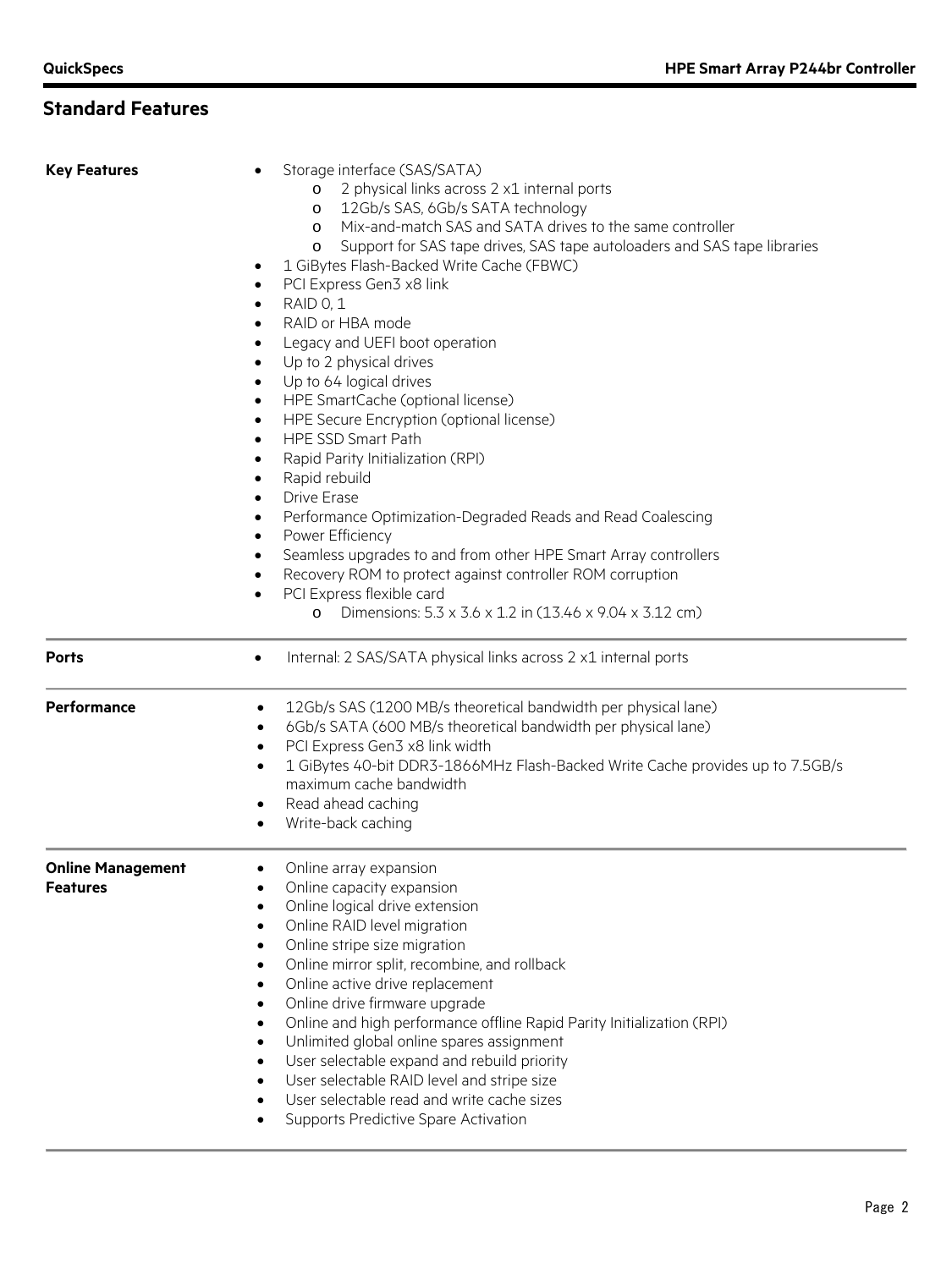## Standard Features

### Key Features

- Storage interface (SAS/SATA)
  - 2 physical links across 2 x1 internal ports
  - 12Gb/s SAS, 6Gb/s SATA technology
  - Mix-and-match SAS and SATA drives to the same controller
  - Support for SAS tape drives, SAS tape autoloaders and SAS tape libraries
- 1 GiBytes Flash-Backed Write Cache (FBWC)
- PCI Express Gen3 x8 link
- RAID 0, 1
- RAID or HBA mode
- Legacy and UEFI boot operation
- Up to 2 physical drives
- Up to 64 logical drives
- HPE SmartCache (optional license)
- HPE Secure Encryption (optional license)
- HPE SSD Smart Path
- Rapid Parity Initialization (RPI)
- Rapid rebuild
- Drive Erase
- Performance Optimization-Degraded Reads and Read Coalescing
- Power Efficiency
- Seamless upgrades to and from other HPE Smart Array controllers
- Recovery ROM to protect against controller ROM corruption
- PCI Express flexible card
  - Dimensions: 5.3 x 3.6 x 1.2 in (13.46 x 9.04 x 3.12 cm)

### Ports

- Internal: 2 SAS/SATA physical links across 2 x1 internal ports

### Performance

- 12Gb/s SAS (1200 MB/s theoretical bandwidth per physical lane)
- 6Gb/s SATA (600 MB/s theoretical bandwidth per physical lane)
- PCI Express Gen3 x8 link width
- 1 GiBytes 40-bit DDR3-1866MHz Flash-Backed Write Cache provides up to 7.5GB/s maximum cache bandwidth
- Read ahead caching
- Write-back caching

### Online Management Features

- Online array expansion
- Online capacity expansion
- Online logical drive extension
- Online RAID level migration
- Online stripe size migration
- Online mirror split, recombine, and rollback
- Online active drive replacement
- Online drive firmware upgrade
- Online and high performance offline Rapid Parity Initialization (RPI)
- Unlimited global online spares assignment
- User selectable expand and rebuild priority
- User selectable RAID level and stripe size
- User selectable read and write cache sizes
- Supports Predictive Spare Activation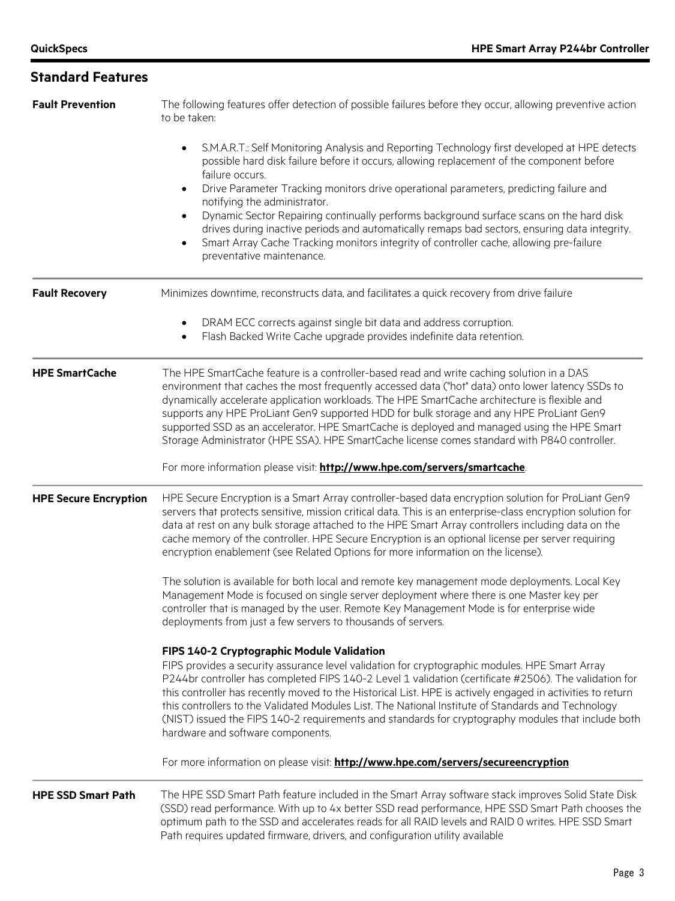## Standard Features

**Fault Prevention**

The following features offer detection of possible failures before they occur, allowing preventive action to be taken:

- S.M.A.R.T.: Self Monitoring Analysis and Reporting Technology first developed at HPE detects possible hard disk failure before it occurs, allowing replacement of the component before failure occurs.
- Drive Parameter Tracking monitors drive operational parameters, predicting failure and notifying the administrator.
- Dynamic Sector Repairing continually performs background surface scans on the hard disk drives during inactive periods and automatically remaps bad sectors, ensuring data integrity.
- Smart Array Cache Tracking monitors integrity of controller cache, allowing pre-failure preventative maintenance.

**Fault Recovery**

Minimizes downtime, reconstructs data, and facilitates a quick recovery from drive failure

- DRAM ECC corrects against single bit data and address corruption.
- Flash Backed Write Cache upgrade provides indefinite data retention.

**HPE SmartCache**

The HPE SmartCache feature is a controller-based read and write caching solution in a DAS environment that caches the most frequently accessed data ("hot" data) onto lower latency SSDs to dynamically accelerate application workloads. The HPE SmartCache architecture is flexible and supports any HPE ProLiant Gen9 supported HDD for bulk storage and any HPE ProLiant Gen9 supported SSD as an accelerator. HPE SmartCache is deployed and managed using the HPE Smart Storage Administrator (HPE SSA). HPE SmartCache license comes standard with P840 controller.

For more information please visit: **http://www.hpe.com/servers/smartcache**.

**HPE Secure Encryption**

HPE Secure Encryption is a Smart Array controller-based data encryption solution for ProLiant Gen9 servers that protects sensitive, mission critical data. This is an enterprise-class encryption solution for data at rest on any bulk storage attached to the HPE Smart Array controllers including data on the cache memory of the controller. HPE Secure Encryption is an optional license per server requiring encryption enablement (see Related Options for more information on the license).

The solution is available for both local and remote key management mode deployments. Local Key Management Mode is focused on single server deployment where there is one Master key per controller that is managed by the user. Remote Key Management Mode is for enterprise wide deployments from just a few servers to thousands of servers.

**FIPS 140-2 Cryptographic Module Validation**

FIPS provides a security assurance level validation for cryptographic modules. HPE Smart Array P244br controller has completed FIPS 140-2 Level 1 validation (certificate #2506). The validation for this controller has recently moved to the Historical List. HPE is actively engaged in activities to return this controllers to the Validated Modules List. The National Institute of Standards and Technology (NIST) issued the FIPS 140-2 requirements and standards for cryptography modules that include both hardware and software components.

For more information on please visit: **http://www.hpe.com/servers/secureencryption**

**HPE SSD Smart Path**

The HPE SSD Smart Path feature included in the Smart Array software stack improves Solid State Disk (SSD) read performance. With up to 4x better SSD read performance, HPE SSD Smart Path chooses the optimum path to the SSD and accelerates reads for all RAID levels and RAID 0 writes. HPE SSD Smart Path requires updated firmware, drivers, and configuration utility available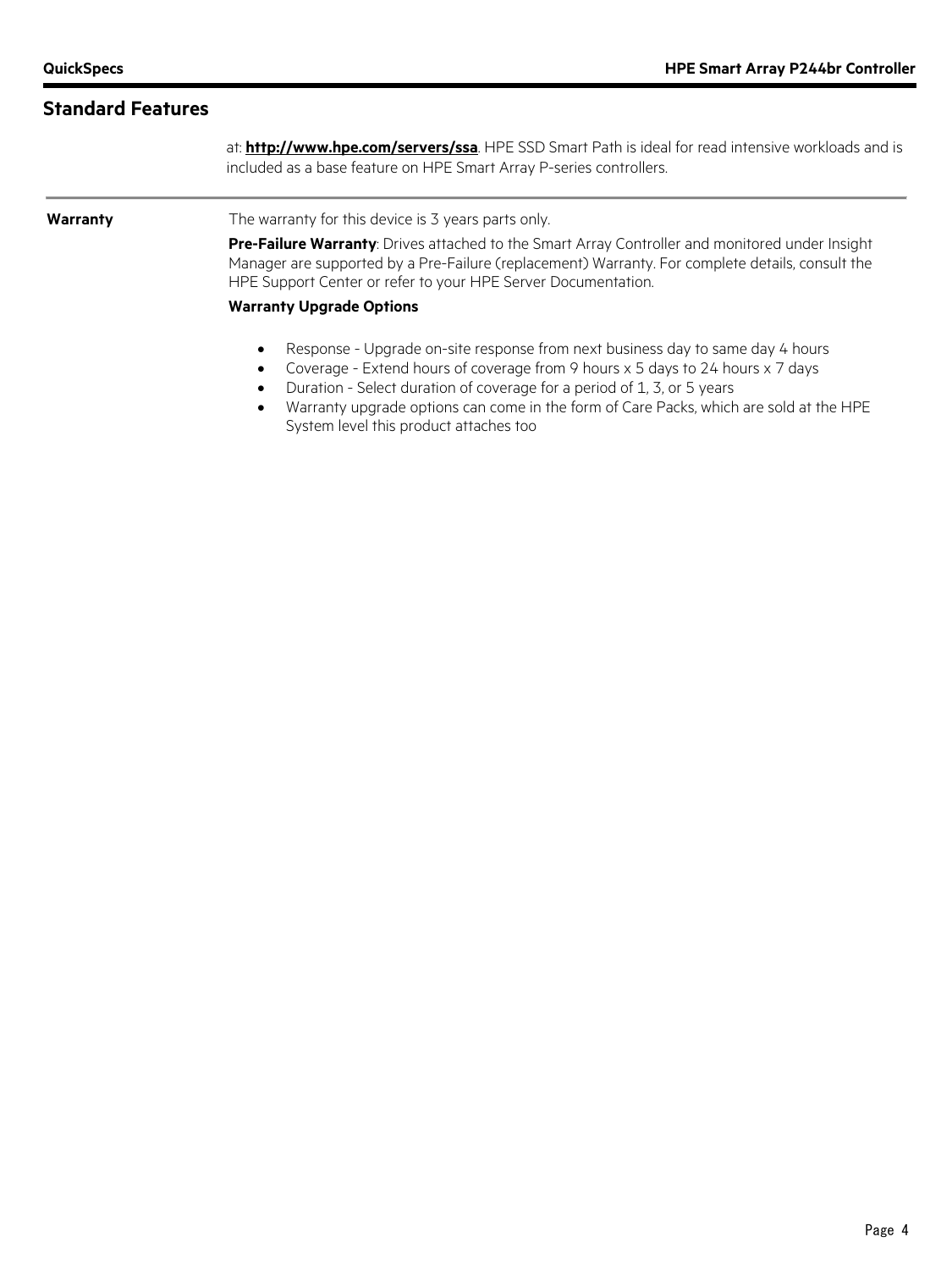## Standard Features

at: **http://www.hpe.com/servers/ssa**. HPE SSD Smart Path is ideal for read intensive workloads and is included as a base feature on HPE Smart Array P-series controllers.

**Warranty**

The warranty for this device is 3 years parts only.

**Pre-Failure Warranty**: Drives attached to the Smart Array Controller and monitored under Insight Manager are supported by a Pre-Failure (replacement) Warranty. For complete details, consult the HPE Support Center or refer to your HPE Server Documentation.

**Warranty Upgrade Options**

- Response - Upgrade on-site response from next business day to same day 4 hours
- Coverage - Extend hours of coverage from 9 hours x 5 days to 24 hours x 7 days
- Duration - Select duration of coverage for a period of 1, 3, or 5 years
- Warranty upgrade options can come in the form of Care Packs, which are sold at the HPE System level this product attaches too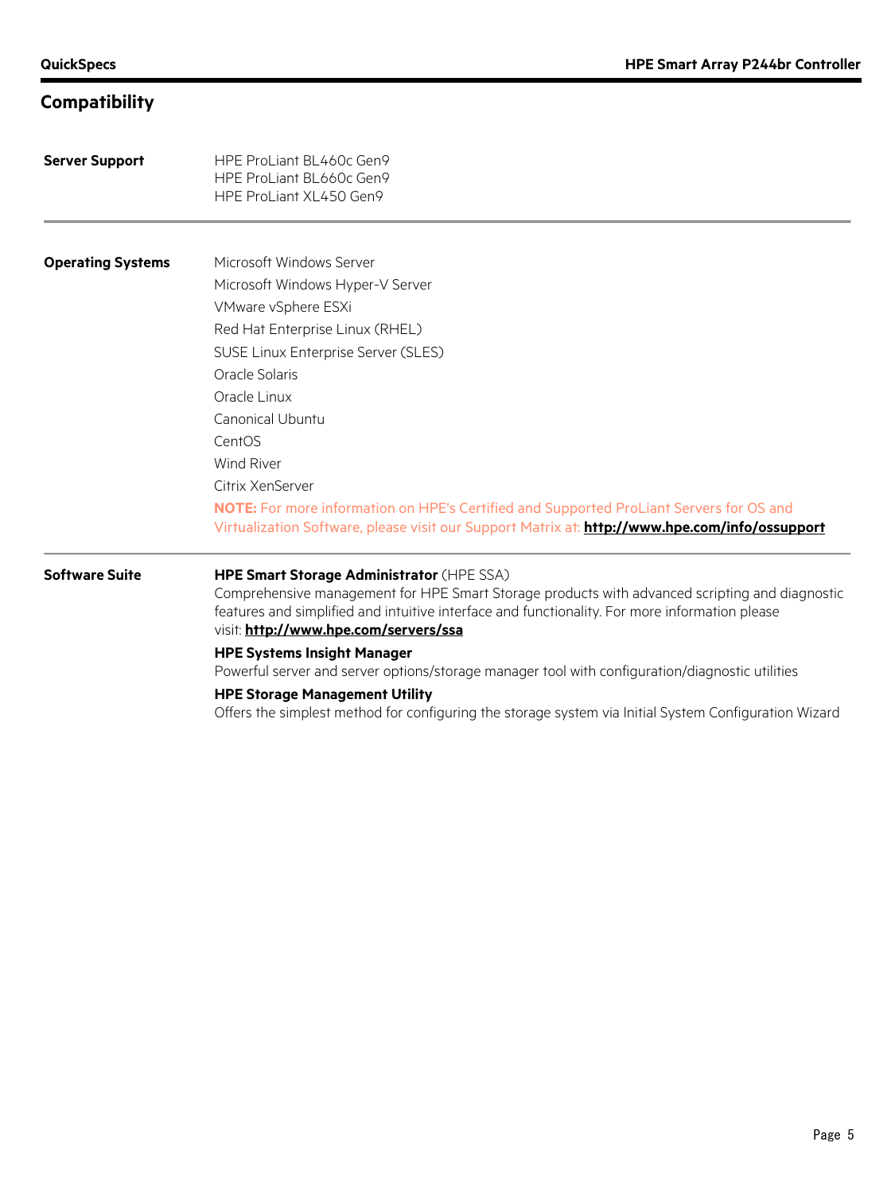## Compatibility

**Server Support**

HPE ProLiant BL460c Gen9
HPE ProLiant BL660c Gen9
HPE ProLiant XL450 Gen9

**Operating Systems**

Microsoft Windows Server

Microsoft Windows Hyper-V Server

VMware vSphere ESXi

Red Hat Enterprise Linux (RHEL)

SUSE Linux Enterprise Server (SLES)

Oracle Solaris

Oracle Linux

Canonical Ubuntu

CentOS

Wind River

Citrix XenServer

**NOTE:** For more information on HPE's Certified and Supported ProLiant Servers for OS and Virtualization Software, please visit our Support Matrix at: **http://www.hpe.com/info/ossupport**

**Software Suite**

**HPE Smart Storage Administrator** (HPE SSA)
Comprehensive management for HPE Smart Storage products with advanced scripting and diagnostic features and simplified and intuitive interface and functionality. For more information please visit: **http://www.hpe.com/servers/ssa**

**HPE Systems Insight Manager**
Powerful server and server options/storage manager tool with configuration/diagnostic utilities

**HPE Storage Management Utility**
Offers the simplest method for configuring the storage system via Initial System Configuration Wizard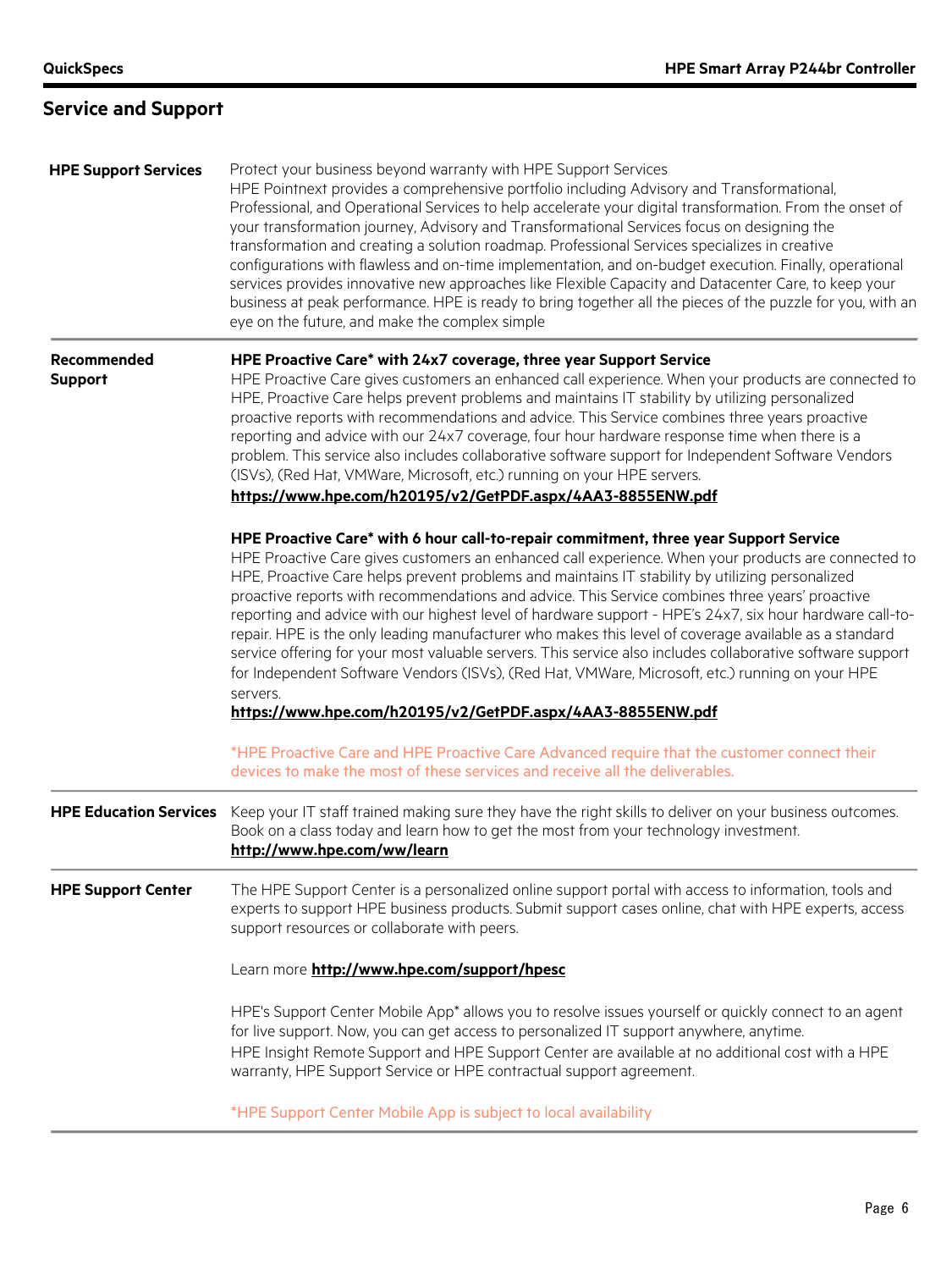## Service and Support

**HPE Support Services**

Protect your business beyond warranty with HPE Support Services
HPE Pointnext provides a comprehensive portfolio including Advisory and Transformational, Professional, and Operational Services to help accelerate your digital transformation. From the onset of your transformation journey, Advisory and Transformational Services focus on designing the transformation and creating a solution roadmap. Professional Services specializes in creative configurations with flawless and on-time implementation, and on-budget execution. Finally, operational services provides innovative new approaches like Flexible Capacity and Datacenter Care, to keep your business at peak performance. HPE is ready to bring together all the pieces of the puzzle for you, with an eye on the future, and make the complex simple

**Recommended Support**

**HPE Proactive Care* with 24x7 coverage, three year Support Service**
HPE Proactive Care gives customers an enhanced call experience. When your products are connected to HPE, Proactive Care helps prevent problems and maintains IT stability by utilizing personalized proactive reports with recommendations and advice. This Service combines three years proactive reporting and advice with our 24x7 coverage, four hour hardware response time when there is a problem. This service also includes collaborative software support for Independent Software Vendors (ISVs), (Red Hat, VMWare, Microsoft, etc.) running on your HPE servers.
**https://www.hpe.com/h20195/v2/GetPDF.aspx/4AA3-8855ENW.pdf**

**HPE Proactive Care* with 6 hour call-to-repair commitment, three year Support Service**
HPE Proactive Care gives customers an enhanced call experience. When your products are connected to HPE, Proactive Care helps prevent problems and maintains IT stability by utilizing personalized proactive reports with recommendations and advice. This Service combines three years' proactive reporting and advice with our highest level of hardware support - HPE's 24x7, six hour hardware call-to-repair. HPE is the only leading manufacturer who makes this level of coverage available as a standard service offering for your most valuable servers. This service also includes collaborative software support for Independent Software Vendors (ISVs), (Red Hat, VMWare, Microsoft, etc.) running on your HPE servers.
**https://www.hpe.com/h20195/v2/GetPDF.aspx/4AA3-8855ENW.pdf**

*HPE Proactive Care and HPE Proactive Care Advanced require that the customer connect their devices to make the most of these services and receive all the deliverables.

**HPE Education Services**

Keep your IT staff trained making sure they have the right skills to deliver on your business outcomes. Book on a class today and learn how to get the most from your technology investment.
**http://www.hpe.com/ww/learn**

**HPE Support Center**

The HPE Support Center is a personalized online support portal with access to information, tools and experts to support HPE business products. Submit support cases online, chat with HPE experts, access support resources or collaborate with peers.

Learn more **http://www.hpe.com/support/hpesc**

HPE's Support Center Mobile App* allows you to resolve issues yourself or quickly connect to an agent for live support. Now, you can get access to personalized IT support anywhere, anytime.
HPE Insight Remote Support and HPE Support Center are available at no additional cost with a HPE warranty, HPE Support Service or HPE contractual support agreement.

*HPE Support Center Mobile App is subject to local availability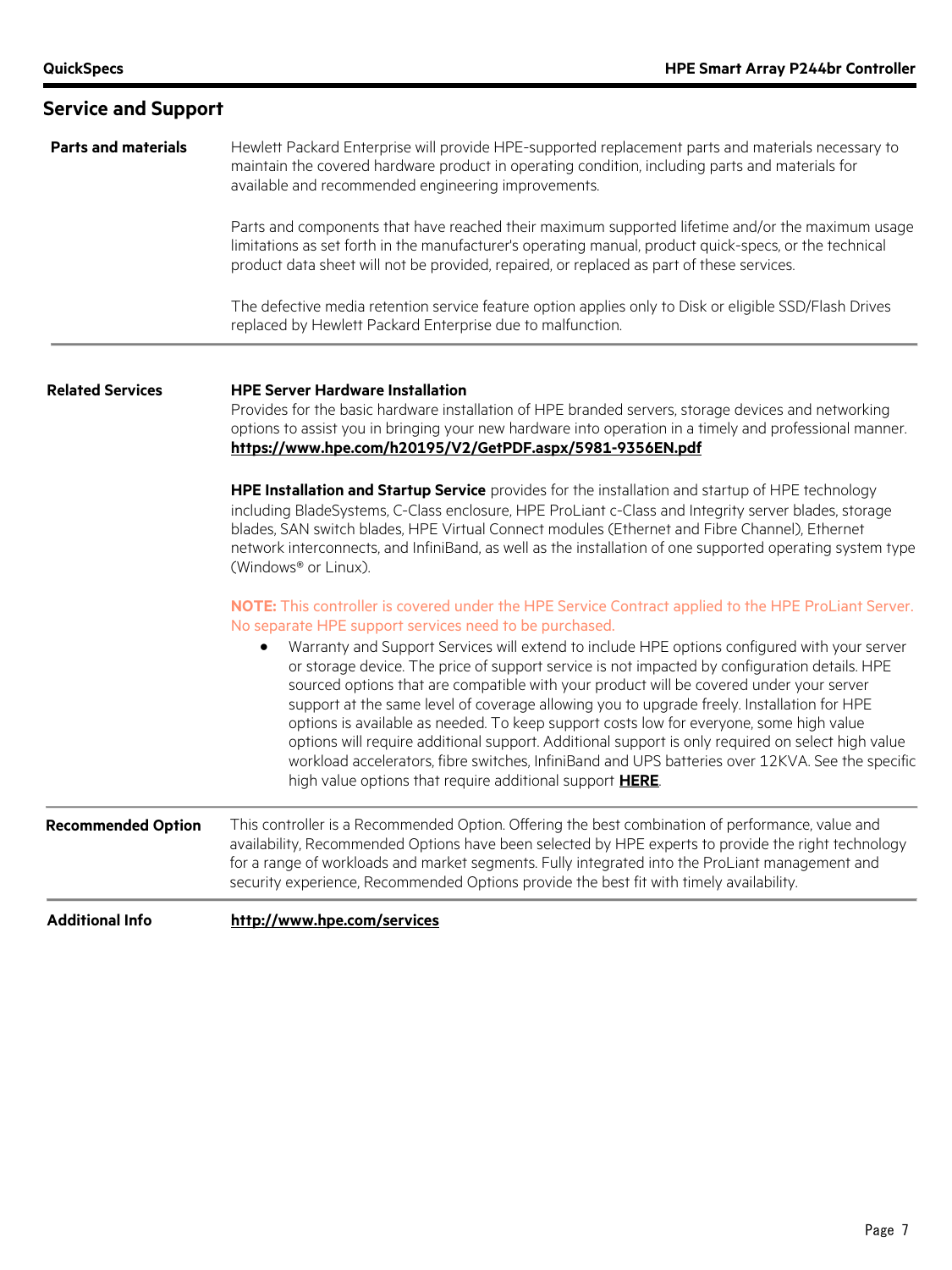## Service and Support

**Parts and materials**

Hewlett Packard Enterprise will provide HPE-supported replacement parts and materials necessary to maintain the covered hardware product in operating condition, including parts and materials for available and recommended engineering improvements.

Parts and components that have reached their maximum supported lifetime and/or the maximum usage limitations as set forth in the manufacturer's operating manual, product quick-specs, or the technical product data sheet will not be provided, repaired, or replaced as part of these services.

The defective media retention service feature option applies only to Disk or eligible SSD/Flash Drives replaced by Hewlett Packard Enterprise due to malfunction.

**Related Services**

**HPE Server Hardware Installation**
Provides for the basic hardware installation of HPE branded servers, storage devices and networking options to assist you in bringing your new hardware into operation in a timely and professional manner.
**https://www.hpe.com/h20195/V2/GetPDF.aspx/5981-9356EN.pdf**

**HPE Installation and Startup Service** provides for the installation and startup of HPE technology including BladeSystems, C-Class enclosure, HPE ProLiant c-Class and Integrity server blades, storage blades, SAN switch blades, HPE Virtual Connect modules (Ethernet and Fibre Channel), Ethernet network interconnects, and InfiniBand, as well as the installation of one supported operating system type (Windows® or Linux).

**NOTE:** This controller is covered under the HPE Service Contract applied to the HPE ProLiant Server. No separate HPE support services need to be purchased.

- Warranty and Support Services will extend to include HPE options configured with your server or storage device. The price of support service is not impacted by configuration details. HPE sourced options that are compatible with your product will be covered under your server support at the same level of coverage allowing you to upgrade freely. Installation for HPE options is available as needed. To keep support costs low for everyone, some high value options will require additional support. Additional support is only required on select high value workload accelerators, fibre switches, InfiniBand and UPS batteries over 12KVA. See the specific high value options that require additional support **HERE**.

**Recommended Option**

This controller is a Recommended Option. Offering the best combination of performance, value and availability, Recommended Options have been selected by HPE experts to provide the right technology for a range of workloads and market segments. Fully integrated into the ProLiant management and security experience, Recommended Options provide the best fit with timely availability.

**Additional Info**

**http://www.hpe.com/services**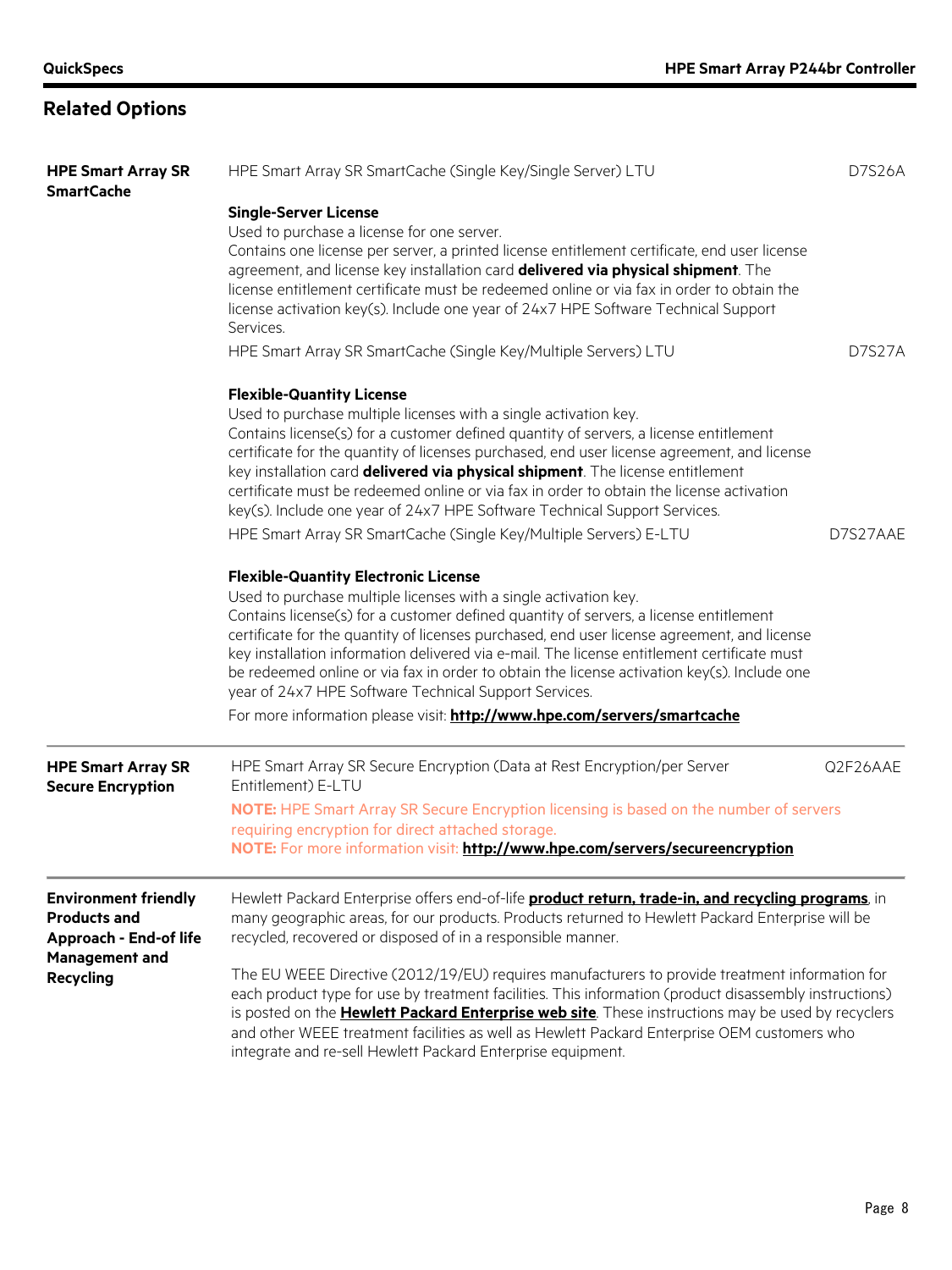## Related Options

**HPE Smart Array SR SmartCache**

HPE Smart Array SR SmartCache (Single Key/Single Server) LTU — D7S26A

**Single-Server License**
Used to purchase a license for one server.
Contains one license per server, a printed license entitlement certificate, end user license agreement, and license key installation card **delivered via physical shipment**. The license entitlement certificate must be redeemed online or via fax in order to obtain the license activation key(s). Include one year of 24x7 HPE Software Technical Support Services.

HPE Smart Array SR SmartCache (Single Key/Multiple Servers) LTU — D7S27A

**Flexible-Quantity License**
Used to purchase multiple licenses with a single activation key.
Contains license(s) for a customer defined quantity of servers, a license entitlement certificate for the quantity of licenses purchased, end user license agreement, and license key installation card **delivered via physical shipment**. The license entitlement certificate must be redeemed online or via fax in order to obtain the license activation key(s). Include one year of 24x7 HPE Software Technical Support Services.

HPE Smart Array SR SmartCache (Single Key/Multiple Servers) E-LTU — D7S27AAE

**Flexible-Quantity Electronic License**
Used to purchase multiple licenses with a single activation key.
Contains license(s) for a customer defined quantity of servers, a license entitlement certificate for the quantity of licenses purchased, end user license agreement, and license key installation information delivered via e-mail. The license entitlement certificate must be redeemed online or via fax in order to obtain the license activation key(s). Include one year of 24x7 HPE Software Technical Support Services.

For more information please visit: **http://www.hpe.com/servers/smartcache**

**HPE Smart Array SR Secure Encryption**

HPE Smart Array SR Secure Encryption (Data at Rest Encryption/per Server Entitlement) E-LTU — Q2F26AAE

**NOTE:** HPE Smart Array SR Secure Encryption licensing is based on the number of servers requiring encryption for direct attached storage.
**NOTE:** For more information visit: **http://www.hpe.com/servers/secureencryption**

**Environment friendly Products and Approach - End-of life Management and Recycling**

Hewlett Packard Enterprise offers end-of-life **product return, trade-in, and recycling programs**, in many geographic areas, for our products. Products returned to Hewlett Packard Enterprise will be recycled, recovered or disposed of in a responsible manner.

The EU WEEE Directive (2012/19/EU) requires manufacturers to provide treatment information for each product type for use by treatment facilities. This information (product disassembly instructions) is posted on the **Hewlett Packard Enterprise web site**. These instructions may be used by recyclers and other WEEE treatment facilities as well as Hewlett Packard Enterprise OEM customers who integrate and re-sell Hewlett Packard Enterprise equipment.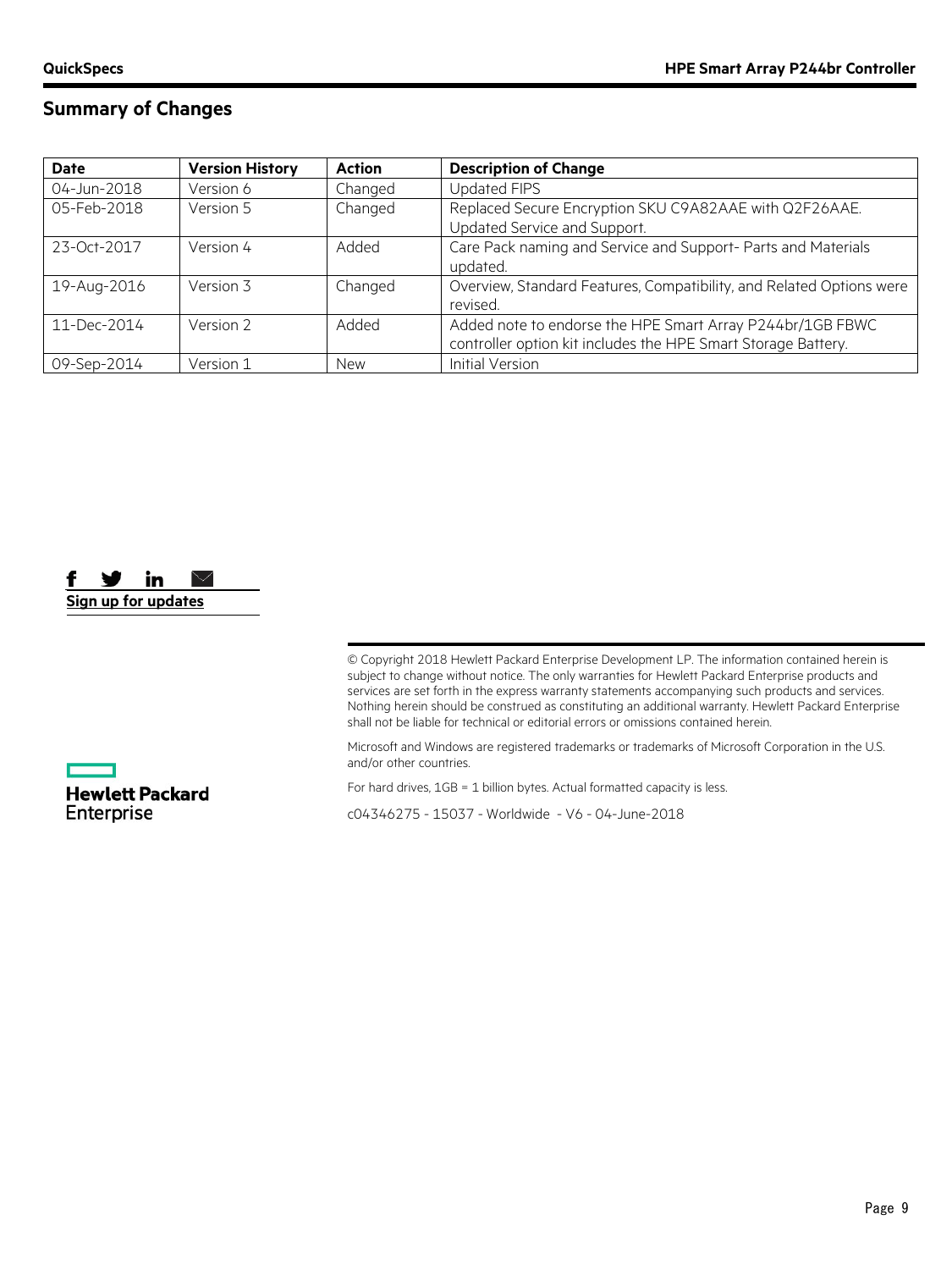## Summary of Changes

| Date | Version History | Action | Description of Change |
| --- | --- | --- | --- |
| 04-Jun-2018 | Version 6 | Changed | Updated FIPS |
| 05-Feb-2018 | Version 5 | Changed | Replaced Secure Encryption SKU C9A82AAE with Q2F26AAE. Updated Service and Support. |
| 23-Oct-2017 | Version 4 | Added | Care Pack naming and Service and Support- Parts and Materials updated. |
| 19-Aug-2016 | Version 3 | Changed | Overview, Standard Features, Compatibility, and Related Options were revised. |
| 11-Dec-2014 | Version 2 | Added | Added note to endorse the HPE Smart Array P244br/1GB FBWC controller option kit includes the HPE Smart Storage Battery. |
| 09-Sep-2014 | Version 1 | New | Initial Version |

**Sign up for updates**

© Copyright 2018 Hewlett Packard Enterprise Development LP. The information contained herein is subject to change without notice. The only warranties for Hewlett Packard Enterprise products and services are set forth in the express warranty statements accompanying such products and services. Nothing herein should be construed as constituting an additional warranty. Hewlett Packard Enterprise shall not be liable for technical or editorial errors or omissions contained herein.

Microsoft and Windows are registered trademarks or trademarks of Microsoft Corporation in the U.S. and/or other countries.

For hard drives, 1GB = 1 billion bytes. Actual formatted capacity is less.

c04346275 - 15037 - Worldwide - V6 - 04-June-2018

**Hewlett Packard Enterprise**